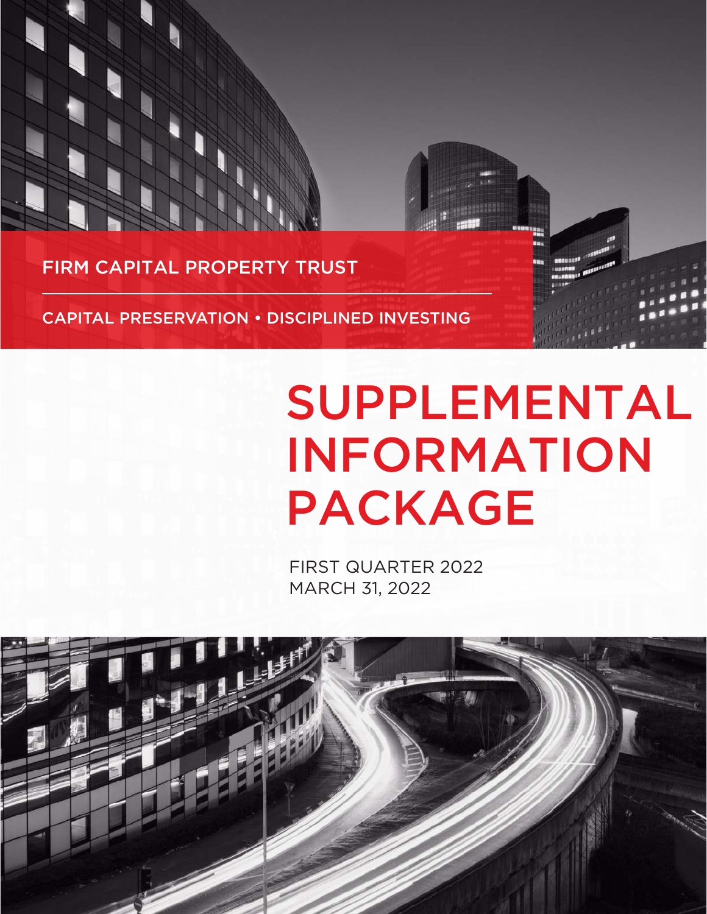FIRM CAPITAL PROPERTY TRUST

CAPITAL PRESERVATION • DISCIPLINED INVESTING

# SUPPLEMENTAL INFORMATION PACKAGE

FIRST QUARTER 2022
MARCH 31, 2022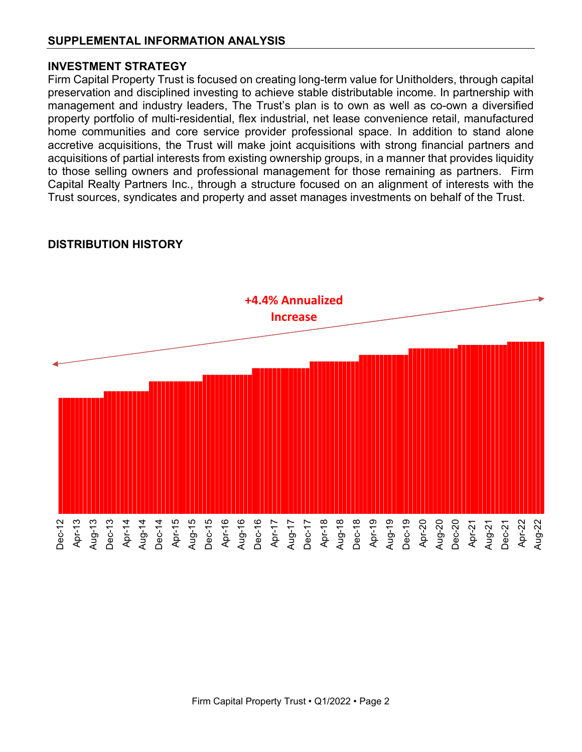## SUPPLEMENTAL INFORMATION ANALYSIS

### INVESTMENT STRATEGY

Firm Capital Property Trust is focused on creating long-term value for Unitholders, through capital preservation and disciplined investing to achieve stable distributable income. In partnership with management and industry leaders, The Trust's plan is to own as well as co-own a diversified property portfolio of multi-residential, flex industrial, net lease convenience retail, manufactured home communities and core service provider professional space. In addition to stand alone accretive acquisitions, the Trust will make joint acquisitions with strong financial partners and acquisitions of partial interests from existing ownership groups, in a manner that provides liquidity to those selling owners and professional management for those remaining as partners. Firm Capital Realty Partners Inc., through a structure focused on an alignment of interests with the Trust sources, syndicates and property and asset manages investments on behalf of the Trust.

### DISTRIBUTION HISTORY

+4.4% Annualized Increase

Dec-12, Apr-13, Aug-13, Dec-13, Apr-14, Aug-14, Dec-14, Apr-15, Aug-15, Dec-15, Apr-16, Aug-16, Dec-16, Apr-17, Aug-17, Dec-17, Apr-18, Aug-18, Dec-18, Apr-19, Aug-19, Dec-19, Apr-20, Aug-20, Dec-20, Apr-21, Aug-21, Dec-21, Apr-22, Aug-22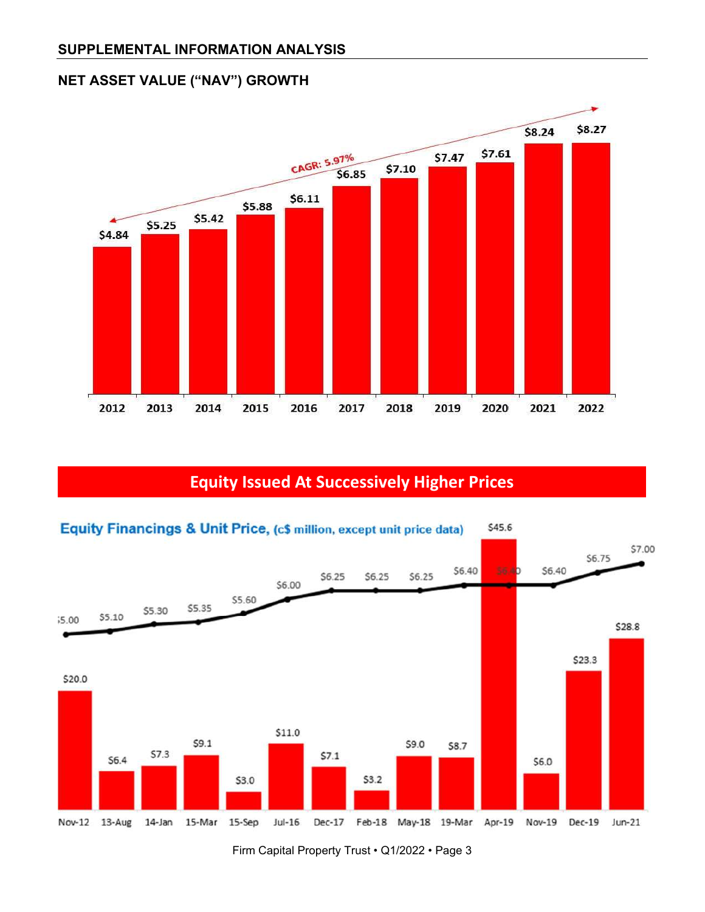## SUPPLEMENTAL INFORMATION ANALYSIS

### NET ASSET VALUE ("NAV") GROWTH

CAGR: 5.97%

| Year | NAV |
|---|---|
| 2012 | $4.84 |
| 2013 | $5.25 |
| 2014 | $5.42 |
| 2015 | $5.88 |
| 2016 | $6.11 |
| 2017 | $6.85 |
| 2018 | $7.10 |
| 2019 | $7.47 |
| 2020 | $7.61 |
| 2021 | $8.24 |
| 2022 | $8.27 |

## Equity Issued At Successively Higher Prices

**Equity Financings & Unit Price,** (c$ million, except unit price data)

| Date | Equity Financing | Unit Price |
|---|---|---|
| Nov-12 | $20.0 | $5.00 |
| 13-Aug | $6.4 | $5.10 |
| 14-Jan | $7.3 | $5.30 |
| 15-Mar | $9.1 | $5.35 |
| 15-Sep | $3.0 | $5.60 |
| Jul-16 | $11.0 | $6.00 |
| Dec-17 | $7.1 | $6.25 |
| Feb-18 | $3.2 | $6.25 |
| May-18 | $9.0 | $6.25 |
| 19-Mar | $8.7 | $6.40 |
| Apr-19 | $45.6 | $6.40 |
| Nov-19 | $6.0 | $6.40 |
| Dec-19 | $23.3 | $6.75 |
| Jun-21 | $28.8 | $7.00 |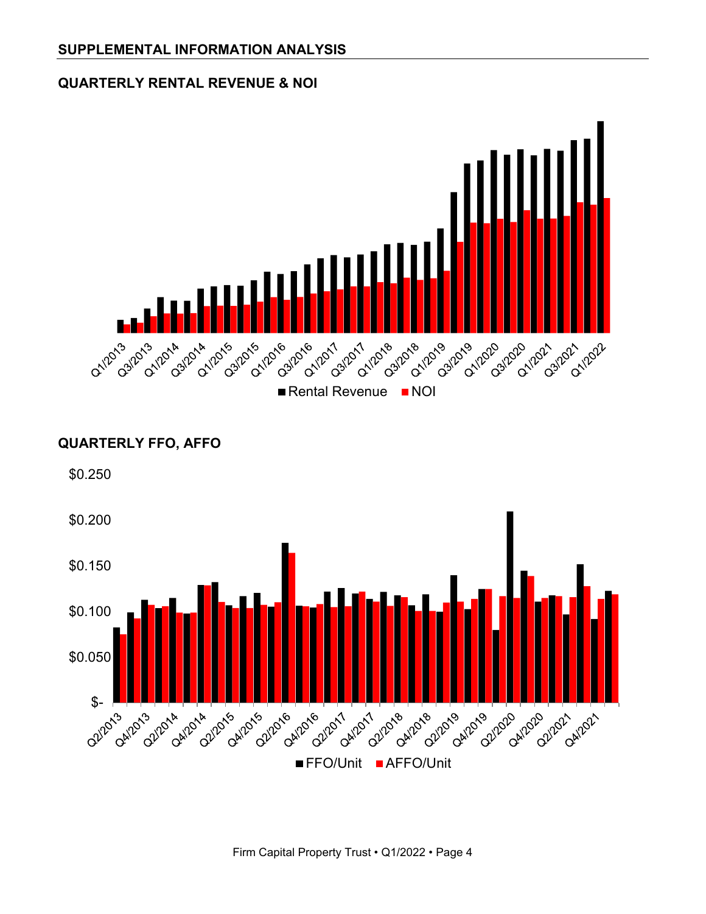## SUPPLEMENTAL INFORMATION ANALYSIS

### QUARTERLY RENTAL REVENUE & NOI

Q1/2013 Q3/2013 Q1/2014 Q3/2014 Q1/2015 Q3/2015 Q1/2016 Q3/2016 Q1/2017 Q3/2017 Q1/2018 Q3/2018 Q1/2019 Q3/2019 Q1/2020 Q3/2020 Q1/2021 Q3/2021 Q1/2022

Rental Revenue NOI

### QUARTERLY FFO, AFFO

$0.250
$0.200
$0.150
$0.100
$0.050
$-

Q2/2013 Q4/2013 Q2/2014 Q4/2014 Q2/2015 Q4/2015 Q2/2016 Q4/2016 Q2/2017 Q4/2017 Q2/2018 Q4/2018 Q2/2019 Q4/2019 Q2/2020 Q4/2020 Q2/2021 Q4/2021

FFO/Unit AFFO/Unit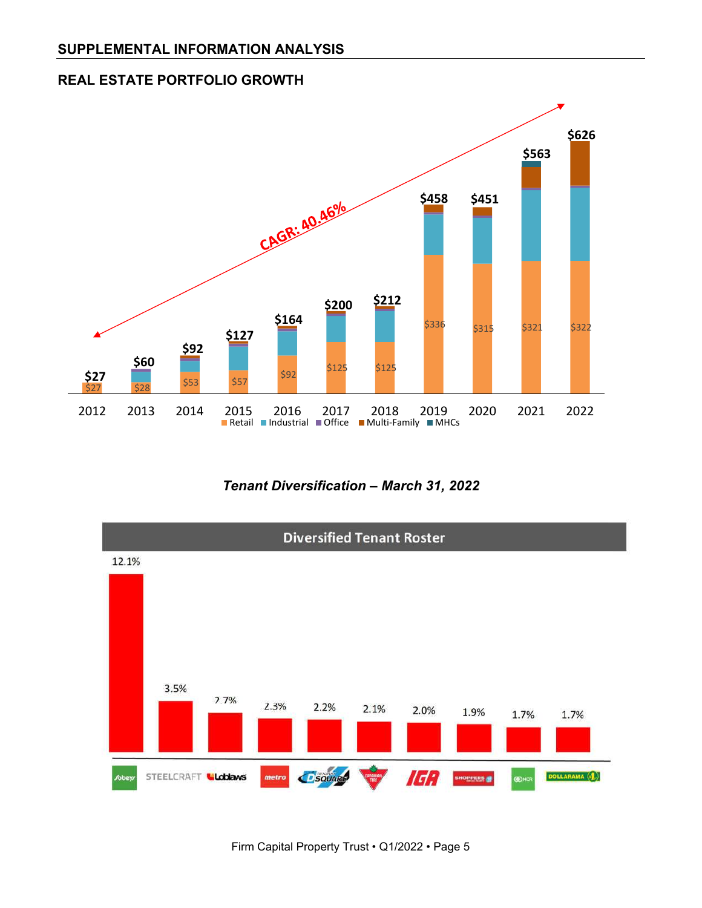## SUPPLEMENTAL INFORMATION ANALYSIS

### REAL ESTATE PORTFOLIO GROWTH

CAGR: 40.46%

| Year | Total | Retail |
|---|---|---|
| 2012 | $27 | $27 |
| 2013 | $60 | $28 |
| 2014 | $92 | $53 |
| 2015 | $127 | $57 |
| 2016 | $164 | $92 |
| 2017 | $200 | $125 |
| 2018 | $212 | $125 |
| 2019 | $458 | $336 |
| 2020 | $451 | $315 |
| 2021 | $563 | $321 |
| 2022 | $626 | $322 |

Retail · Industrial · Office · Multi-Family · MHCs

*Tenant Diversification – March 31, 2022*

**Diversified Tenant Roster**

| Tenant | % |
|---|---|
| Sobeys | 12.1% |
| Steelcraft | 3.5% |
| Loblaws | 2.7% |
| Metro | 2.3% |
| Dixie Square | 2.2% |
| Canadian Tire | 2.1% |
| IGA | 2.0% |
| Shoppers Drug Mart | 1.9% |
| NCR | 1.7% |
| Dollarama | 1.7% |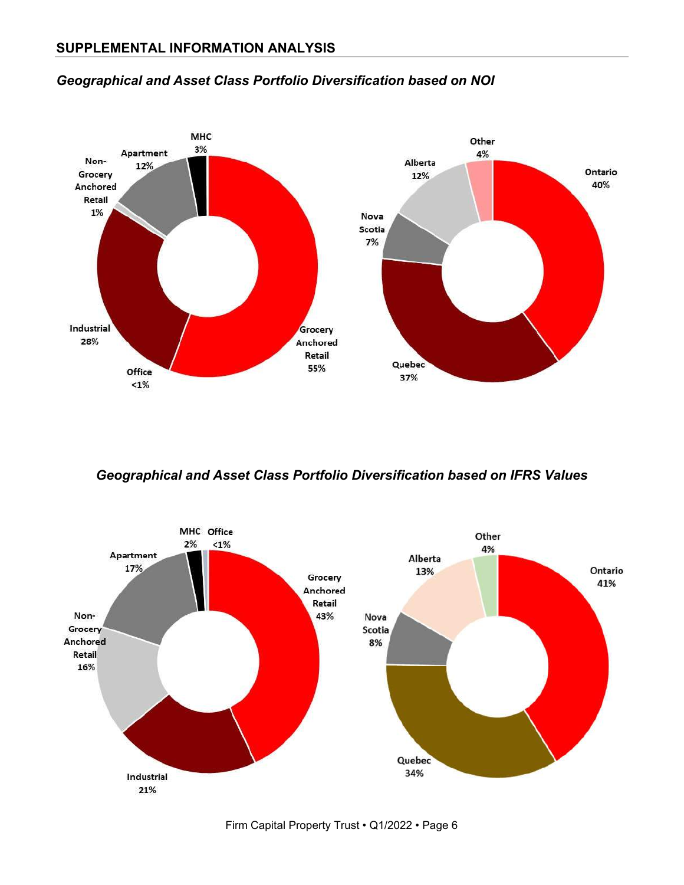## SUPPLEMENTAL INFORMATION ANALYSIS

### *Geographical and Asset Class Portfolio Diversification based on NOI*

MHC 3%
Apartment 12%
Non-Grocery Anchored Retail 1%
Industrial 28%
Office <1%
Grocery Anchored Retail 55%

Other 4%
Alberta 12%
Nova Scotia 7%
Quebec 37%
Ontario 40%

### *Geographical and Asset Class Portfolio Diversification based on IFRS Values*

MHC 2%
Office <1%
Apartment 17%
Non-Grocery Anchored Retail 16%
Industrial 21%
Grocery Anchored Retail 43%

Other 4%
Alberta 13%
Nova Scotia 8%
Quebec 34%
Ontario 41%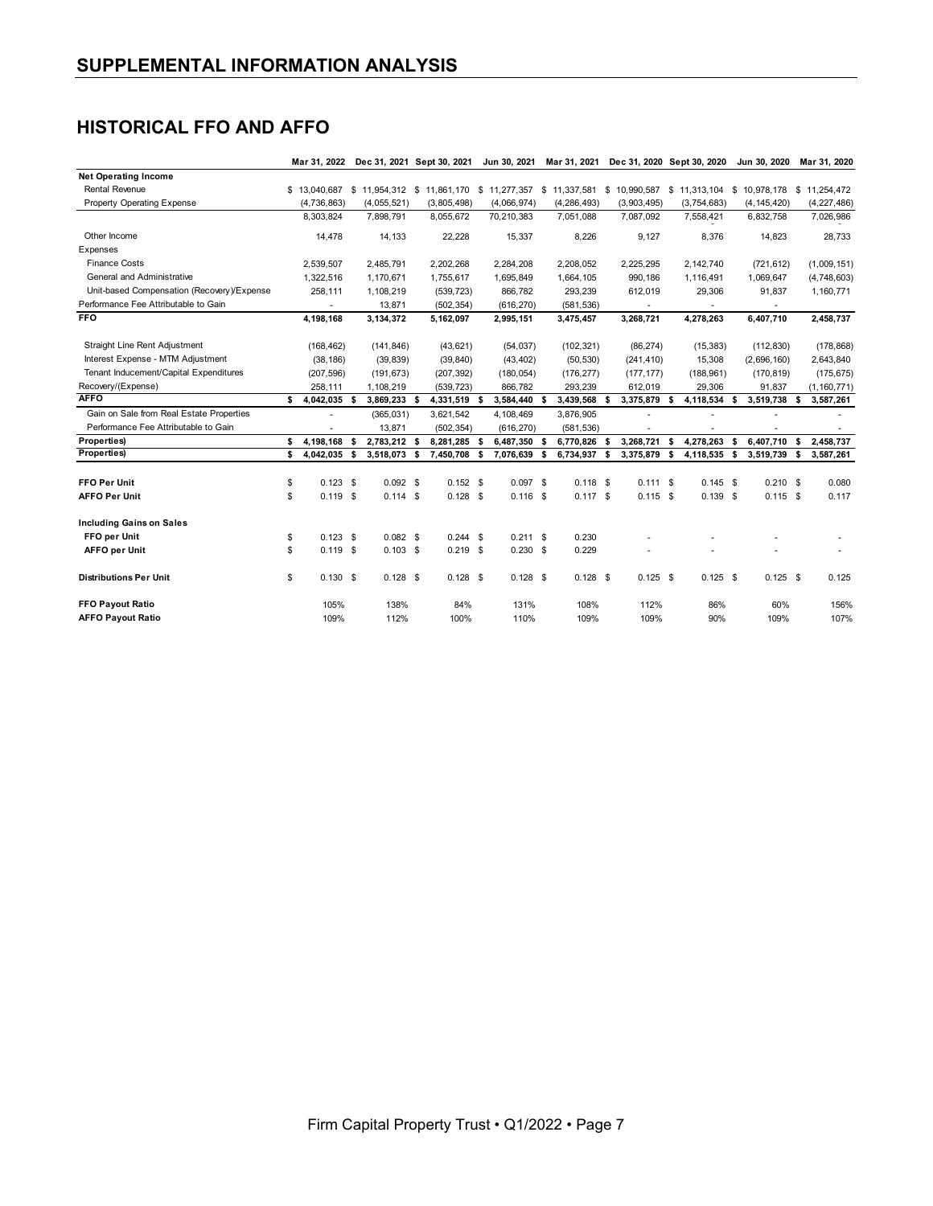# SUPPLEMENTAL INFORMATION ANALYSIS

## HISTORICAL FFO AND AFFO

| | Mar 31, 2022 | Dec 31, 2021 | Sept 30, 2021 | Jun 30, 2021 | Mar 31, 2021 | Dec 31, 2020 | Sept 30, 2020 | Jun 30, 2020 | Mar 31, 2020 |
|---|---|---|---|---|---|---|---|---|---|
| **Net Operating Income** | | | | | | | | | |
| Rental Revenue | $ 13,040,687 | $ 11,954,312 | $ 11,861,170 | $ 11,277,357 | $ 11,337,581 | $ 10,990,587 | $ 11,313,104 | $ 10,978,178 | $ 11,254,472 |
| Property Operating Expense | (4,736,863) | (4,055,521) | (3,805,498) | (4,066,974) | (4,286,493) | (3,903,495) | (3,754,683) | (4,145,420) | (4,227,486) |
| | 8,303,824 | 7,898,791 | 8,055,672 | 70,210,383 | 7,051,088 | 7,087,092 | 7,558,421 | 6,832,758 | 7,026,986 |
| Other Income | 14,478 | 14,133 | 22,228 | 15,337 | 8,226 | 9,127 | 8,376 | 14,823 | 28,733 |
| Expenses | | | | | | | | | |
| Finance Costs | 2,539,507 | 2,485,791 | 2,202,268 | 2,284,208 | 2,208,052 | 2,225,295 | 2,142,740 | (721,612) | (1,009,151) |
| General and Administrative | 1,322,516 | 1,170,671 | 1,755,617 | 1,695,849 | 1,664,105 | 990,186 | 1,116,491 | 1,069,647 | (4,748,603) |
| Unit-based Compensation (Recovery)/Expense | 258,111 | 1,108,219 | (539,723) | 866,782 | 293,239 | 612,019 | 29,306 | 91,837 | 1,160,771 |
| Performance Fee Attributable to Gain | - | 13,871 | (502,354) | (616,270) | (581,536) | - | - | - | |
| **FFO** | **4,198,168** | **3,134,372** | **5,162,097** | **2,995,151** | **3,475,457** | **3,268,721** | **4,278,263** | **6,407,710** | **2,458,737** |
| Straight Line Rent Adjustment | (168,462) | (141,846) | (43,621) | (54,037) | (102,321) | (86,274) | (15,383) | (112,830) | (178,868) |
| Interest Expense - MTM Adjustment | (38,186) | (39,839) | (39,840) | (43,402) | (50,530) | (241,410) | 15,308 | (2,696,160) | 2,643,840 |
| Tenant Inducement/Capital Expenditures | (207,596) | (191,673) | (207,392) | (180,054) | (176,277) | (177,177) | (188,961) | (170,819) | (175,675) |
| Recovery/(Expense) | 258,111 | 1,108,219 | (539,723) | 866,782 | 293,239 | 612,019 | 29,306 | 91,837 | (1,160,771) |
| **AFFO** | **$ 4,042,035** | **$ 3,869,233** | **$ 4,331,519** | **$ 3,584,440** | **$ 3,439,568** | **$ 3,375,879** | **$ 4,118,534** | **$ 3,519,738** | **$ 3,587,261** |
| Gain on Sale from Real Estate Properties | - | (365,031) | 3,621,542 | 4,108,469 | 3,876,905 | - | - | - | - |
| Performance Fee Attributable to Gain | - | 13,871 | (502,354) | (616,270) | (581,536) | - | - | - | - |
| **Properties)** | **$ 4,198,168** | **$ 2,783,212** | **$ 8,281,285** | **$ 6,487,350** | **$ 6,770,826** | **$ 3,268,721** | **$ 4,278,263** | **$ 6,407,710** | **$ 2,458,737** |
| **Properties)** | **$ 4,042,035** | **$ 3,518,073** | **$ 7,450,708** | **$ 7,076,639** | **$ 6,734,937** | **$ 3,375,879** | **$ 4,118,535** | **$ 3,519,739** | **$ 3,587,261** |
| **FFO Per Unit** | $ 0.123 | $ 0.092 | $ 0.152 | $ 0.097 | $ 0.118 | $ 0.111 | $ 0.145 | $ 0.210 | $ 0.080 |
| **AFFO Per Unit** | $ 0.119 | $ 0.114 | $ 0.128 | $ 0.116 | $ 0.117 | $ 0.115 | $ 0.139 | $ 0.115 | $ 0.117 |
| **Including Gains on Sales** | | | | | | | | | |
| **FFO per Unit** | $ 0.123 | $ 0.082 | $ 0.244 | $ 0.211 | $ 0.230 | - | - | - | - |
| **AFFO per Unit** | $ 0.119 | $ 0.103 | $ 0.219 | $ 0.230 | $ 0.229 | - | - | - | - |
| **Distributions Per Unit** | $ 0.130 | $ 0.128 | $ 0.128 | $ 0.128 | $ 0.128 | $ 0.125 | $ 0.125 | $ 0.125 | $ 0.125 |
| **FFO Payout Ratio** | 105% | 138% | 84% | 131% | 108% | 112% | 86% | 60% | 156% |
| **AFFO Payout Ratio** | 109% | 112% | 100% | 110% | 109% | 109% | 90% | 109% | 107% |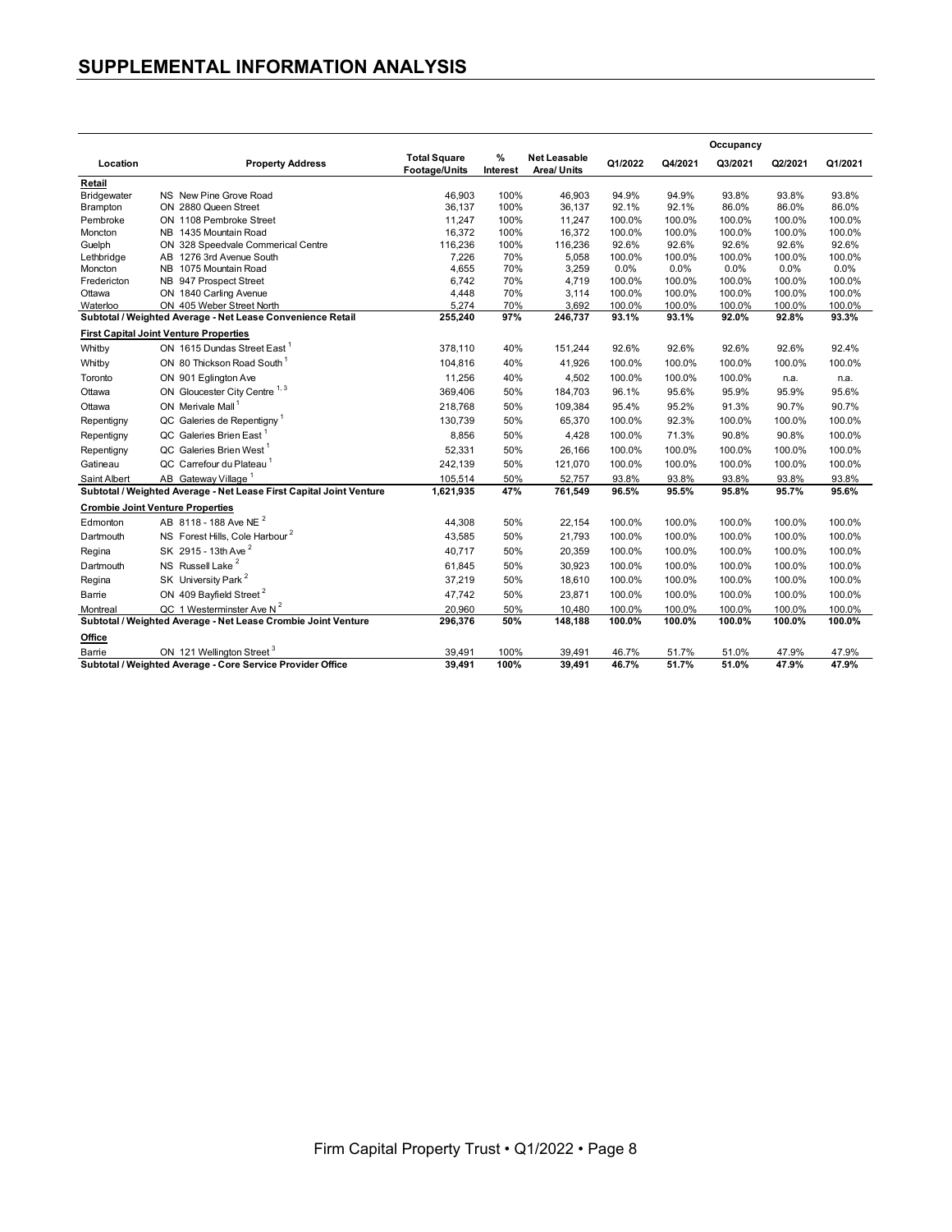## SUPPLEMENTAL INFORMATION ANALYSIS

| Location | Property Address | Total Square Footage/Units | % Interest | Net Leasable Area/ Units | Occupancy Q1/2022 | Q4/2021 | Q3/2021 | Q2/2021 | Q1/2021 |
|---|---|---|---|---|---|---|---|---|---|
| **Retail** | | | | | | | | | |
| Bridgewater | NS New Pine Grove Road | 46,903 | 100% | 46,903 | 94.9% | 94.9% | 93.8% | 93.8% | 93.8% |
| Brampton | ON 2880 Queen Street | 36,137 | 100% | 36,137 | 92.1% | 92.1% | 86.0% | 86.0% | 86.0% |
| Pembroke | ON 1108 Pembroke Street | 11,247 | 100% | 11,247 | 100.0% | 100.0% | 100.0% | 100.0% | 100.0% |
| Moncton | NB 1435 Mountain Road | 16,372 | 100% | 16,372 | 100.0% | 100.0% | 100.0% | 100.0% | 100.0% |
| Guelph | ON 328 Speedvale Commerical Centre | 116,236 | 100% | 116,236 | 92.6% | 92.6% | 92.6% | 92.6% | 92.6% |
| Lethbridge | AB 1276 3rd Avenue South | 7,226 | 70% | 5,058 | 100.0% | 100.0% | 100.0% | 100.0% | 100.0% |
| Moncton | NB 1075 Mountain Road | 4,655 | 70% | 3,259 | 0.0% | 0.0% | 0.0% | 0.0% | 0.0% |
| Fredericton | NB 947 Prospect Street | 6,742 | 70% | 4,719 | 100.0% | 100.0% | 100.0% | 100.0% | 100.0% |
| Ottawa | ON 1840 Carling Avenue | 4,448 | 70% | 3,114 | 100.0% | 100.0% | 100.0% | 100.0% | 100.0% |
| Waterloo | ON 405 Weber Street North | 5,274 | 70% | 3,692 | 100.0% | 100.0% | 100.0% | 100.0% | 100.0% |
| **Subtotal / Weighted Average - Net Lease Convenience Retail** | | **255,240** | **97%** | **246,737** | **93.1%** | **93.1%** | **92.0%** | **92.8%** | **93.3%** |
| **First Capital Joint Venture Properties** | | | | | | | | | |
| Whitby | ON 1615 Dundas Street East [1] | 378,110 | 40% | 151,244 | 92.6% | 92.6% | 92.6% | 92.6% | 92.4% |
| Whitby | ON 80 Thickson Road South [1] | 104,816 | 40% | 41,926 | 100.0% | 100.0% | 100.0% | 100.0% | 100.0% |
| Toronto | ON 901 Eglington Ave | 11,256 | 40% | 4,502 | 100.0% | 100.0% | 100.0% | n.a. | n.a. |
| Ottawa | ON Gloucester City Centre [1, 3] | 369,406 | 50% | 184,703 | 96.1% | 95.6% | 95.9% | 95.9% | 95.6% |
| Ottawa | ON Merivale Mall [1] | 218,768 | 50% | 109,384 | 95.4% | 95.2% | 91.3% | 90.7% | 90.7% |
| Repentigny | QC Galeries de Repentigny [1] | 130,739 | 50% | 65,370 | 100.0% | 92.3% | 100.0% | 100.0% | 100.0% |
| Repentigny | QC Galeries Brien East [1] | 8,856 | 50% | 4,428 | 100.0% | 71.3% | 90.8% | 90.8% | 100.0% |
| Repentigny | QC Galeries Brien West [1] | 52,331 | 50% | 26,166 | 100.0% | 100.0% | 100.0% | 100.0% | 100.0% |
| Gatineau | QC Carrefour du Plateau [1] | 242,139 | 50% | 121,070 | 100.0% | 100.0% | 100.0% | 100.0% | 100.0% |
| Saint Albert | AB Gateway Village [1] | 105,514 | 50% | 52,757 | 93.8% | 93.8% | 93.8% | 93.8% | 93.8% |
| **Subtotal / Weighted Average - Net Lease First Capital Joint Venture** | | **1,621,935** | **47%** | **761,549** | **96.5%** | **95.5%** | **95.8%** | **95.7%** | **95.6%** |
| **Crombie Joint Venture Properties** | | | | | | | | | |
| Edmonton | AB 8118 - 188 Ave NE [2] | 44,308 | 50% | 22,154 | 100.0% | 100.0% | 100.0% | 100.0% | 100.0% |
| Dartmouth | NS Forest Hills, Cole Harbour [2] | 43,585 | 50% | 21,793 | 100.0% | 100.0% | 100.0% | 100.0% | 100.0% |
| Regina | SK 2915 - 13th Ave [2] | 40,717 | 50% | 20,359 | 100.0% | 100.0% | 100.0% | 100.0% | 100.0% |
| Dartmouth | NS Russell Lake [2] | 61,845 | 50% | 30,923 | 100.0% | 100.0% | 100.0% | 100.0% | 100.0% |
| Regina | SK University Park [2] | 37,219 | 50% | 18,610 | 100.0% | 100.0% | 100.0% | 100.0% | 100.0% |
| Barrie | ON 409 Bayfield Street [2] | 47,742 | 50% | 23,871 | 100.0% | 100.0% | 100.0% | 100.0% | 100.0% |
| Montreal | QC 1 Westerminster Ave N [2] | 20,960 | 50% | 10,480 | 100.0% | 100.0% | 100.0% | 100.0% | 100.0% |
| **Subtotal / Weighted Average - Net Lease Crombie Joint Venture** | | **296,376** | **50%** | **148,188** | **100.0%** | **100.0%** | **100.0%** | **100.0%** | **100.0%** |
| **Office** | | | | | | | | | |
| Barrie | ON 121 Wellington Street [3] | 39,491 | 100% | 39,491 | 46.7% | 51.7% | 51.0% | 47.9% | 47.9% |
| **Subtotal / Weighted Average - Core Service Provider Office** | | **39,491** | **100%** | **39,491** | **46.7%** | **51.7%** | **51.0%** | **47.9%** | **47.9%** |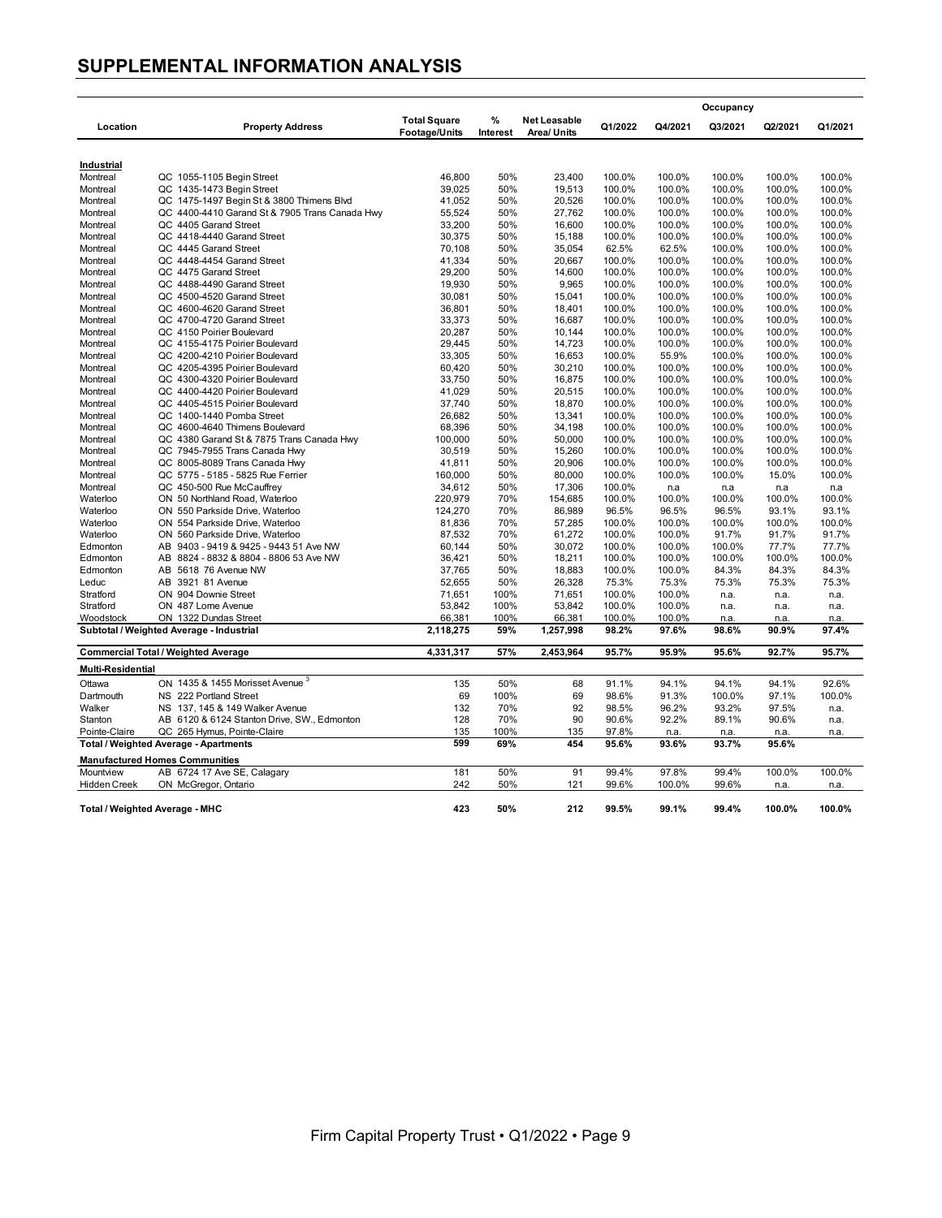## SUPPLEMENTAL INFORMATION ANALYSIS

| Location | | Property Address | Total Square Footage/Units | % Interest | Net Leasable Area/ Units | Occupancy Q1/2022 | Q4/2021 | Q3/2021 | Q2/2021 | Q1/2021 |
|---|---|---|---|---|---|---|---|---|---|---|
| **Industrial** | | | | | | | | | | |
| Montreal | QC | 1055-1105 Begin Street | 46,800 | 50% | 23,400 | 100.0% | 100.0% | 100.0% | 100.0% | 100.0% |
| Montreal | QC | 1435-1473 Begin Street | 39,025 | 50% | 19,513 | 100.0% | 100.0% | 100.0% | 100.0% | 100.0% |
| Montreal | QC | 1475-1497 Begin St & 3800 Thimens Blvd | 41,052 | 50% | 20,526 | 100.0% | 100.0% | 100.0% | 100.0% | 100.0% |
| Montreal | QC | 4400-4410 Garand St & 7905 Trans Canada Hwy | 55,524 | 50% | 27,762 | 100.0% | 100.0% | 100.0% | 100.0% | 100.0% |
| Montreal | QC | 4405 Garand Street | 33,200 | 50% | 16,600 | 100.0% | 100.0% | 100.0% | 100.0% | 100.0% |
| Montreal | QC | 4418-4440 Garand Street | 30,375 | 50% | 15,188 | 100.0% | 100.0% | 100.0% | 100.0% | 100.0% |
| Montreal | QC | 4445 Garand Street | 70,108 | 50% | 35,054 | 62.5% | 62.5% | 100.0% | 100.0% | 100.0% |
| Montreal | QC | 4448-4454 Garand Street | 41,334 | 50% | 20,667 | 100.0% | 100.0% | 100.0% | 100.0% | 100.0% |
| Montreal | QC | 4475 Garand Street | 29,200 | 50% | 14,600 | 100.0% | 100.0% | 100.0% | 100.0% | 100.0% |
| Montreal | QC | 4488-4490 Garand Street | 19,930 | 50% | 9,965 | 100.0% | 100.0% | 100.0% | 100.0% | 100.0% |
| Montreal | QC | 4500-4520 Garand Street | 30,081 | 50% | 15,041 | 100.0% | 100.0% | 100.0% | 100.0% | 100.0% |
| Montreal | QC | 4600-4620 Garand Street | 36,801 | 50% | 18,401 | 100.0% | 100.0% | 100.0% | 100.0% | 100.0% |
| Montreal | QC | 4700-4720 Garand Street | 33,373 | 50% | 16,687 | 100.0% | 100.0% | 100.0% | 100.0% | 100.0% |
| Montreal | QC | 4150 Poirier Boulevard | 20,287 | 50% | 10,144 | 100.0% | 100.0% | 100.0% | 100.0% | 100.0% |
| Montreal | QC | 4155-4175 Poirier Boulevard | 29,445 | 50% | 14,723 | 100.0% | 100.0% | 100.0% | 100.0% | 100.0% |
| Montreal | QC | 4200-4210 Poirier Boulevard | 33,305 | 50% | 16,653 | 100.0% | 55.9% | 100.0% | 100.0% | 100.0% |
| Montreal | QC | 4205-4395 Poirier Boulevard | 60,420 | 50% | 30,210 | 100.0% | 100.0% | 100.0% | 100.0% | 100.0% |
| Montreal | QC | 4300-4320 Poirier Boulevard | 33,750 | 50% | 16,875 | 100.0% | 100.0% | 100.0% | 100.0% | 100.0% |
| Montreal | QC | 4400-4420 Poirier Boulevard | 41,029 | 50% | 20,515 | 100.0% | 100.0% | 100.0% | 100.0% | 100.0% |
| Montreal | QC | 4405-4515 Poirier Boulevard | 37,740 | 50% | 18,870 | 100.0% | 100.0% | 100.0% | 100.0% | 100.0% |
| Montreal | QC | 1400-1440 Pomba Street | 26,682 | 50% | 13,341 | 100.0% | 100.0% | 100.0% | 100.0% | 100.0% |
| Montreal | QC | 4600-4640 Thimens Boulevard | 68,396 | 50% | 34,198 | 100.0% | 100.0% | 100.0% | 100.0% | 100.0% |
| Montreal | QC | 4380 Garand St & 7875 Trans Canada Hwy | 100,000 | 50% | 50,000 | 100.0% | 100.0% | 100.0% | 100.0% | 100.0% |
| Montreal | QC | 7945-7955 Trans Canada Hwy | 30,519 | 50% | 15,260 | 100.0% | 100.0% | 100.0% | 100.0% | 100.0% |
| Montreal | QC | 8005-8089 Trans Canada Hwy | 41,811 | 50% | 20,906 | 100.0% | 100.0% | 100.0% | 100.0% | 100.0% |
| Montreal | QC | 5775 - 5185 - 5825 Rue Ferrier | 160,000 | 50% | 80,000 | 100.0% | 100.0% | 100.0% | 15.0% | 100.0% |
| Montreal | QC | 450-500 Rue McCauffrey | 34,612 | 50% | 17,306 | 100.0% | n.a | n.a | n.a | n.a |
| Waterloo | ON | 50 Northland Road, Waterloo | 220,979 | 70% | 154,685 | 100.0% | 100.0% | 100.0% | 100.0% | 100.0% |
| Waterloo | ON | 550 Parkside Drive, Waterloo | 124,270 | 70% | 86,989 | 96.5% | 96.5% | 96.5% | 93.1% | 93.1% |
| Waterloo | ON | 554 Parkside Drive, Waterloo | 81,836 | 70% | 57,285 | 100.0% | 100.0% | 100.0% | 100.0% | 100.0% |
| Waterloo | ON | 560 Parkside Drive, Waterloo | 87,532 | 70% | 61,272 | 100.0% | 100.0% | 91.7% | 91.7% | 91.7% |
| Edmonton | AB | 9403 - 9419 & 9425 - 9443 51 Ave NW | 60,144 | 50% | 30,072 | 100.0% | 100.0% | 100.0% | 77.7% | 77.7% |
| Edmonton | AB | 8824 - 8832 & 8804 - 8806 53 Ave NW | 36,421 | 50% | 18,211 | 100.0% | 100.0% | 100.0% | 100.0% | 100.0% |
| Edmonton | AB | 5618 76 Avenue NW | 37,765 | 50% | 18,883 | 100.0% | 100.0% | 84.3% | 84.3% | 84.3% |
| Leduc | AB | 3921 81 Avenue | 52,655 | 50% | 26,328 | 75.3% | 75.3% | 75.3% | 75.3% | 75.3% |
| Stratford | ON | 904 Downie Street | 71,651 | 100% | 71,651 | 100.0% | 100.0% | n.a. | n.a. | n.a. |
| Stratford | ON | 487 Lorne Avenue | 53,842 | 100% | 53,842 | 100.0% | 100.0% | n.a. | n.a. | n.a. |
| Woodstock | ON | 1322 Dundas Street | 66,381 | 100% | 66,381 | 100.0% | 100.0% | n.a. | n.a. | n.a. |
| **Subtotal / Weighted Average - Industrial** | | | **2,118,275** | **59%** | **1,257,998** | **98.2%** | **97.6%** | **98.6%** | **90.9%** | **97.4%** |
| **Commercial Total / Weighted Average** | | | **4,331,317** | **57%** | **2,453,964** | **95.7%** | **95.9%** | **95.6%** | **92.7%** | **95.7%** |
| **Multi-Residential** | | | | | | | | | | |
| Ottawa | ON | 1435 & 1455 Morisset Avenue [3] | 135 | 50% | 68 | 91.1% | 94.1% | 94.1% | 94.1% | 92.6% |
| Dartmouth | NS | 222 Portland Street | 69 | 100% | 69 | 98.6% | 91.3% | 100.0% | 97.1% | 100.0% |
| Walker | NS | 137, 145 & 149 Walker Avenue | 132 | 70% | 92 | 98.5% | 96.2% | 93.2% | 97.5% | n.a. |
| Stanton | AB | 6120 & 6124 Stanton Drive, SW., Edmonton | 128 | 70% | 90 | 90.6% | 92.2% | 89.1% | 90.6% | n.a. |
| Pointe-Claire | QC | 265 Hymus, Pointe-Claire | 135 | 100% | 135 | 97.8% | n.a. | n.a. | n.a. | n.a. |
| **Total / Weighted Average - Apartments** | | | **599** | **69%** | **454** | **95.6%** | **93.6%** | **93.7%** | **95.6%** | |
| **Manufactured Homes Communities** | | | | | | | | | | |
| Mountview | AB | 6724 17 Ave SE, Calagary | 181 | 50% | 91 | 99.4% | 97.8% | 99.4% | 100.0% | 100.0% |
| Hidden Creek | ON | McGregor, Ontario | 242 | 50% | 121 | 99.6% | 100.0% | 99.6% | n.a. | n.a. |
| **Total / Weighted Average - MHC** | | | **423** | **50%** | **212** | **99.5%** | **99.1%** | **99.4%** | **100.0%** | **100.0%** |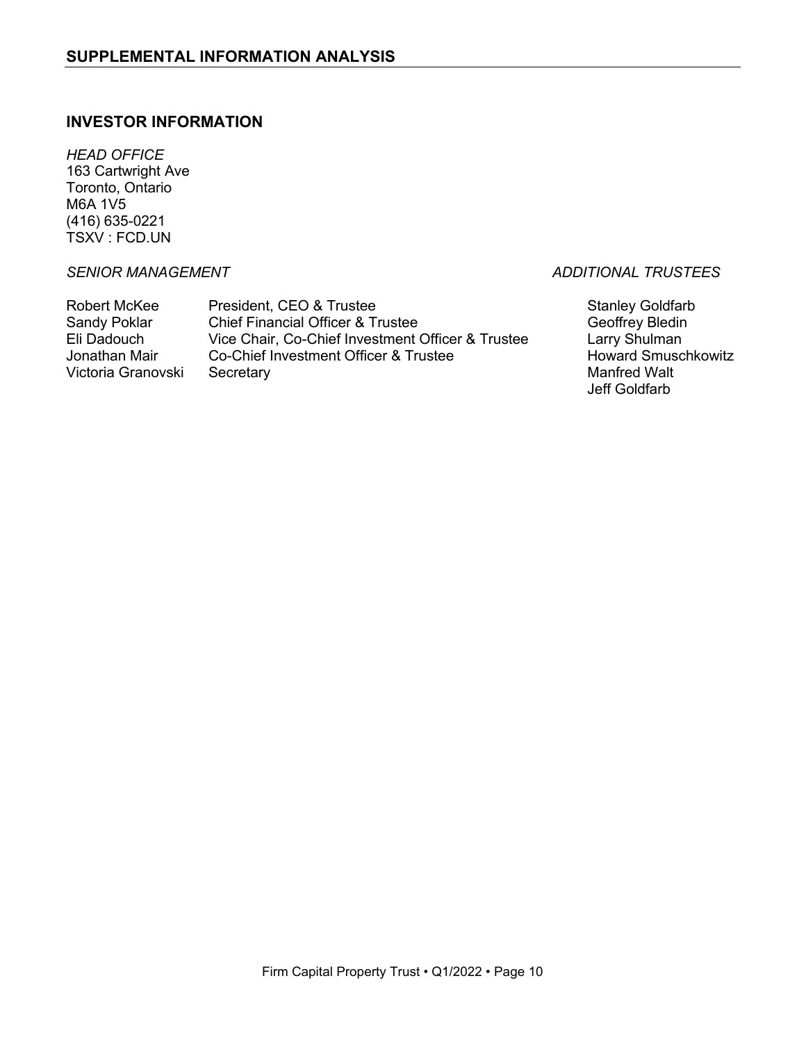## SUPPLEMENTAL INFORMATION ANALYSIS

### INVESTOR INFORMATION

*HEAD OFFICE*
163 Cartwright Ave
Toronto, Ontario
M6A 1V5
(416) 635-0221
TSXV : FCD.UN

*SENIOR MANAGEMENT*

| | |
|---|---|
| Robert McKee | President, CEO & Trustee |
| Sandy Poklar | Chief Financial Officer & Trustee |
| Eli Dadouch | Vice Chair, Co-Chief Investment Officer & Trustee |
| Jonathan Mair | Co-Chief Investment Officer & Trustee |
| Victoria Granovski | Secretary |

*ADDITIONAL TRUSTEES*

Stanley Goldfarb
Geoffrey Bledin
Larry Shulman
Howard Smuschkowitz
Manfred Walt
Jeff Goldfarb